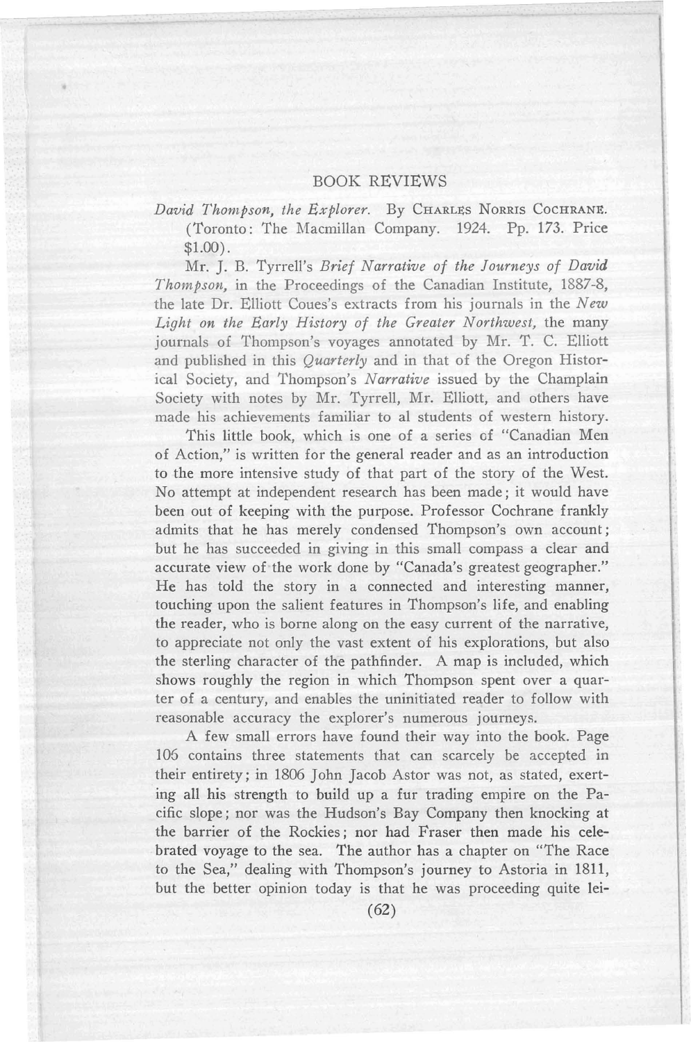# BOOK REVIEWS

*David Thompson, the Explorer.* By CHARLES NORRIS COCHRANE. (Toronto: The Macmillan Company. 1924. Pp. 173. Price $1.00).

Mr. J. B. Tyrrell's *Brief Narrative of the Journeys of David Thompson*, in the Proceedings of the Canadian Institute, 1887-8, the late Dr. Elliott Coues's extracts from his journals in the *New Light on the Early History of the Greater Northwest*, the many journals of Thompson's voyages annotated by Mr. T. C. Elliott and published in this *Quarterly* and in that of the Oregon Historical Society, and Thompson's *Narrative* issued by the Champlain Society with notes by Mr. Tyrrell, Mr. Elliott, and others have made his achievements familiar to al students of western history.

This little book, which is one of a series of "Canadian Men of Action," is written for the general reader and as an introduction to the more intensive study of that part of the story of the West. No attempt at independent research has been made; it would have been out of keeping with the purpose. Professor Cochrane frankly admits that he has merely condensed Thompson's own account; but he has succeeded in giving in this small compass a clear and accurate view of the work done by "Canada's greatest geographer." He has told the story in a connected and interesting manner, touching upon the salient features in Thompson's life, and enabling the reader, who is borne along on the easy current of the narrative, to appreciate not only the vast extent of his explorations, but also the sterling character of the pathfinder. A map is included, which shows roughly the region in which Thompson spent over a quarter of a century, and enables the uninitiated reader to follow with reasonable accuracy the explorer's numerous journeys.

A few small errors have found their way into the book. Page 106 contains three statements that can scarcely be accepted in their entirety; in 1806 John Jacob Astor was not, as stated, exerting all his strength to build up a fur trading empire on the Pacific slope; nor was the Hudson's Bay Company then knocking at the barrier of the Rockies; nor had Fraser then made his celebrated voyage to the sea. The author has a chapter on "The Race to the Sea," dealing with Thompson's journey to Astoria in 1811, but the better opinion today is that he was proceeding quite lei-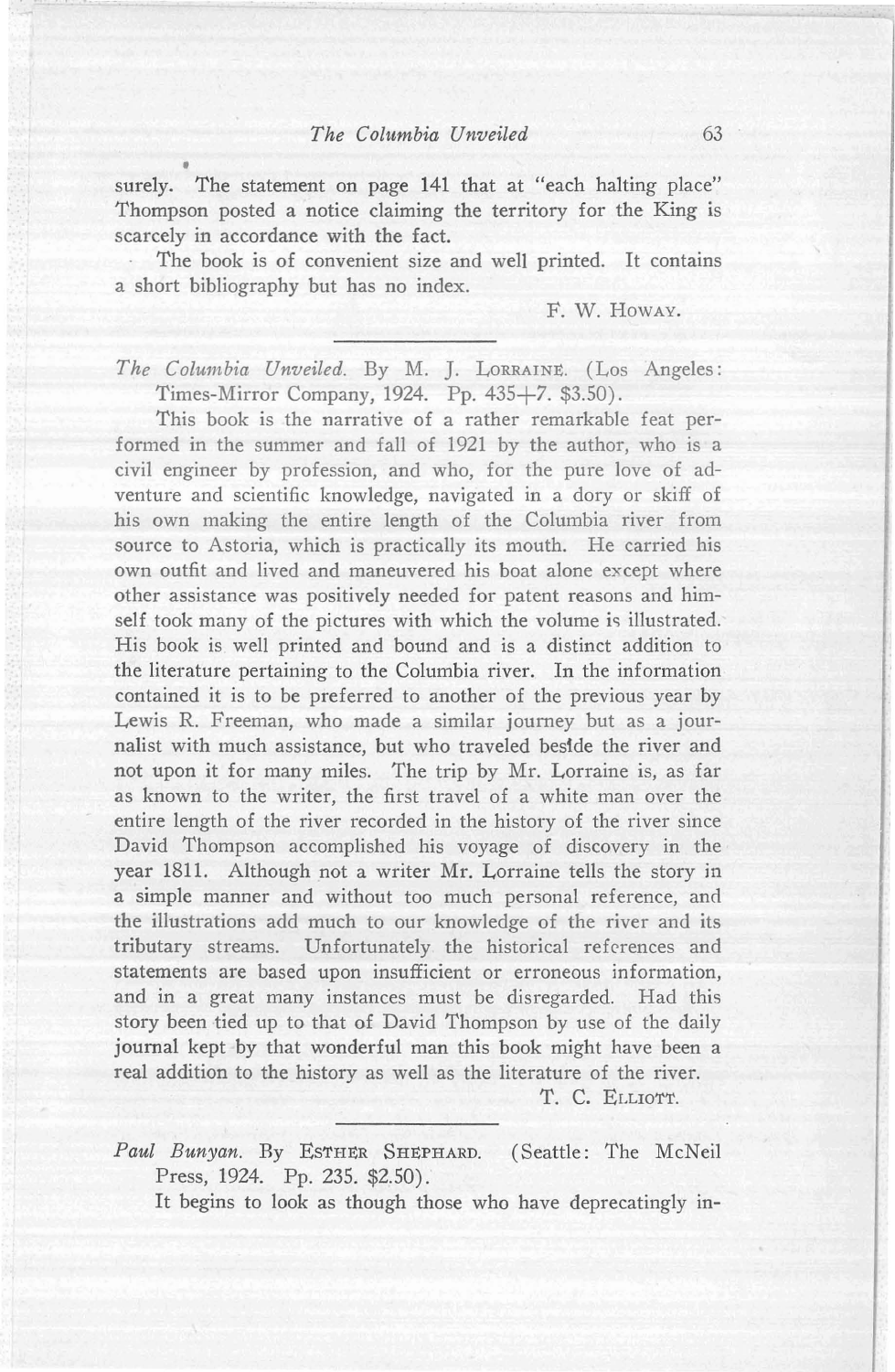surely. The statement on page 141 that at "each halting place" Thompson posted a notice claiming the territory for the King is scarcely in accordance with the fact.

The book is of convenient size and well printed. It contains a short bibliography but has no index.

F. W. Howay.

---

*The Columbia Unveiled*. By M. J. Lorraine. (Los Angeles: Times-Mirror Company, 1924. Pp. 435+7. $3.50).

This book is the narrative of a rather remarkable feat performed in the summer and fall of 1921 by the author, who is a civil engineer by profession, and who, for the pure love of adventure and scientific knowledge, navigated in a dory or skiff of his own making the entire length of the Columbia river from source to Astoria, which is practically its mouth. He carried his own outfit and lived and maneuvered his boat alone except where other assistance was positively needed for patent reasons and himself took many of the pictures with which the volume is illustrated. His book is well printed and bound and is a distinct addition to the literature pertaining to the Columbia river. In the information contained it is to be preferred to another of the previous year by Lewis R. Freeman, who made a similar journey but as a journalist with much assistance, but who traveled beside the river and not upon it for many miles. The trip by Mr. Lorraine is, as far as known to the writer, the first travel of a white man over the entire length of the river recorded in the history of the river since David Thompson accomplished his voyage of discovery in the year 1811. Although not a writer Mr. Lorraine tells the story in a simple manner and without too much personal reference, and the illustrations add much to our knowledge of the river and its tributary streams. Unfortunately the historical references and statements are based upon insufficient or erroneous information, and in a great many instances must be disregarded. Had this story been tied up to that of David Thompson by use of the daily journal kept by that wonderful man this book might have been a real addition to the history as well as the literature of the river.

T. C. Elliott.

---

*Paul Bunyan*. By Esther Shephard. (Seattle: The McNeil Press, 1924. Pp. 235. $2.50).

It begins to look as though those who have deprecatingly in-